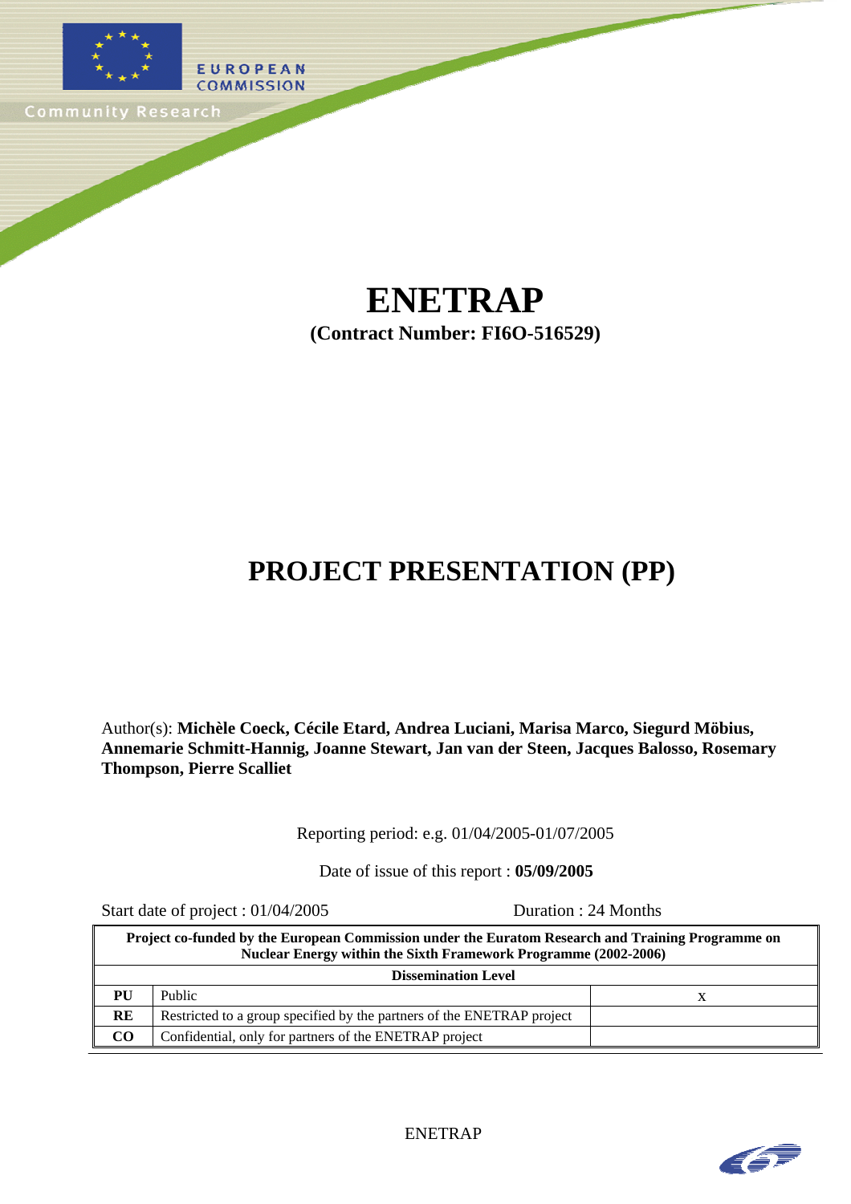EUROPEAN COMMISSION

Community Research

# ENETRAP

**(Contract Number: FI6O-516529)**

# PROJECT PRESENTATION (PP)

Author(s): **Michèle Coeck, Cécile Etard, Andrea Luciani, Marisa Marco, Siegurd Möbius, Annemarie Schmitt-Hannig, Joanne Stewart, Jan van der Steen, Jacques Balosso, Rosemary Thompson, Pierre Scalliet**

Reporting period: e.g. 01/04/2005-01/07/2005

Date of issue of this report : **05/09/2005**

Start date of project : 01/04/2005 Duration : 24 Months

| **Project co-funded by the European Commission under the Euratom Research and Training Programme on Nuclear Energy within the Sixth Framework Programme (2002-2006)** | | |
|---|---|---|
| **Dissemination Level** | | |
| **PU** | Public | x |
| **RE** | Restricted to a group specified by the partners of the ENETRAP project | |
| **CO** | Confidential, only for partners of the ENETRAP project | |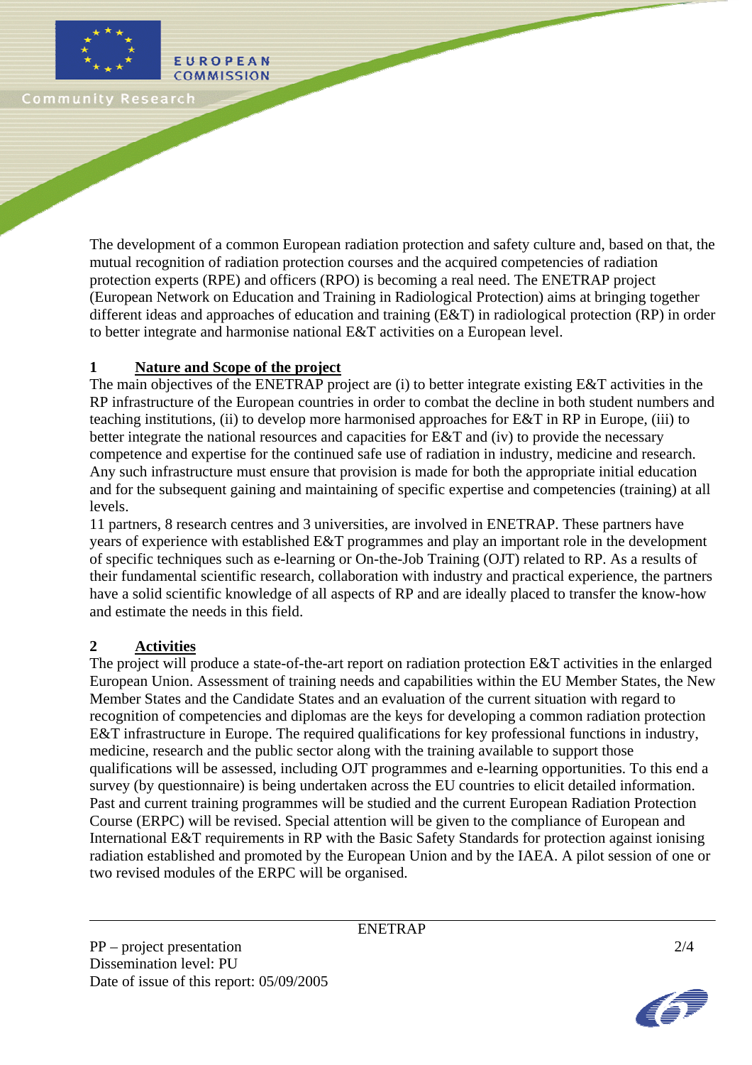The development of a common European radiation protection and safety culture and, based on that, the mutual recognition of radiation protection courses and the acquired competencies of radiation protection experts (RPE) and officers (RPO) is becoming a real need. The ENETRAP project (European Network on Education and Training in Radiological Protection) aims at bringing together different ideas and approaches of education and training (E&T) in radiological protection (RP) in order to better integrate and harmonise national E&T activities on a European level.

## 1 Nature and Scope of the project

The main objectives of the ENETRAP project are (i) to better integrate existing E&T activities in the RP infrastructure of the European countries in order to combat the decline in both student numbers and teaching institutions, (ii) to develop more harmonised approaches for E&T in RP in Europe, (iii) to better integrate the national resources and capacities for E&T and (iv) to provide the necessary competence and expertise for the continued safe use of radiation in industry, medicine and research. Any such infrastructure must ensure that provision is made for both the appropriate initial education and for the subsequent gaining and maintaining of specific expertise and competencies (training) at all levels.

11 partners, 8 research centres and 3 universities, are involved in ENETRAP. These partners have years of experience with established E&T programmes and play an important role in the development of specific techniques such as e-learning or On-the-Job Training (OJT) related to RP. As a results of their fundamental scientific research, collaboration with industry and practical experience, the partners have a solid scientific knowledge of all aspects of RP and are ideally placed to transfer the know-how and estimate the needs in this field.

## 2 Activities

The project will produce a state-of-the-art report on radiation protection E&T activities in the enlarged European Union. Assessment of training needs and capabilities within the EU Member States, the New Member States and the Candidate States and an evaluation of the current situation with regard to recognition of competencies and diplomas are the keys for developing a common radiation protection E&T infrastructure in Europe. The required qualifications for key professional functions in industry, medicine, research and the public sector along with the training available to support those qualifications will be assessed, including OJT programmes and e-learning opportunities. To this end a survey (by questionnaire) is being undertaken across the EU countries to elicit detailed information. Past and current training programmes will be studied and the current European Radiation Protection Course (ERPC) will be revised. Special attention will be given to the compliance of European and International E&T requirements in RP with the Basic Safety Standards for protection against ionising radiation established and promoted by the European Union and by the IAEA. A pilot session of one or two revised modules of the ERPC will be organised.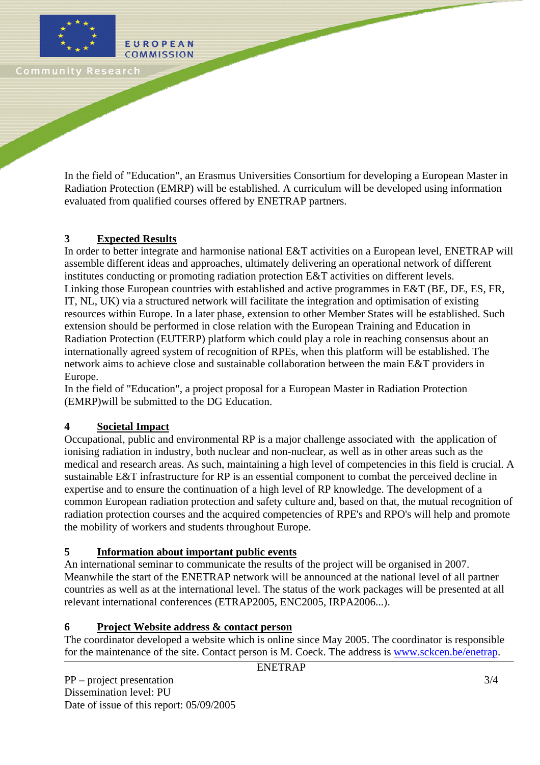In the field of "Education", an Erasmus Universities Consortium for developing a European Master in Radiation Protection (EMRP) will be established. A curriculum will be developed using information evaluated from qualified courses offered by ENETRAP partners.

## 3 Expected Results

In order to better integrate and harmonise national E&T activities on a European level, ENETRAP will assemble different ideas and approaches, ultimately delivering an operational network of different institutes conducting or promoting radiation protection E&T activities on different levels.
Linking those European countries with established and active programmes in E&T (BE, DE, ES, FR, IT, NL, UK) via a structured network will facilitate the integration and optimisation of existing resources within Europe. In a later phase, extension to other Member States will be established. Such extension should be performed in close relation with the European Training and Education in Radiation Protection (EUTERP) platform which could play a role in reaching consensus about an internationally agreed system of recognition of RPEs, when this platform will be established. The network aims to achieve close and sustainable collaboration between the main E&T providers in Europe.
In the field of "Education", a project proposal for a European Master in Radiation Protection (EMRP)will be submitted to the DG Education.

## 4 Societal Impact

Occupational, public and environmental RP is a major challenge associated with the application of ionising radiation in industry, both nuclear and non-nuclear, as well as in other areas such as the medical and research areas. As such, maintaining a high level of competencies in this field is crucial. A sustainable E&T infrastructure for RP is an essential component to combat the perceived decline in expertise and to ensure the continuation of a high level of RP knowledge. The development of a common European radiation protection and safety culture and, based on that, the mutual recognition of radiation protection courses and the acquired competencies of RPE's and RPO's will help and promote the mobility of workers and students throughout Europe.

## 5 Information about important public events

An international seminar to communicate the results of the project will be organised in 2007. Meanwhile the start of the ENETRAP network will be announced at the national level of all partner countries as well as at the international level. The status of the work packages will be presented at all relevant international conferences (ETRAP2005, ENC2005, IRPA2006...).

## 6 Project Website address & contact person

The coordinator developed a website which is online since May 2005. The coordinator is responsible for the maintenance of the site. Contact person is M. Coeck. The address is www.sckcen.be/enetrap.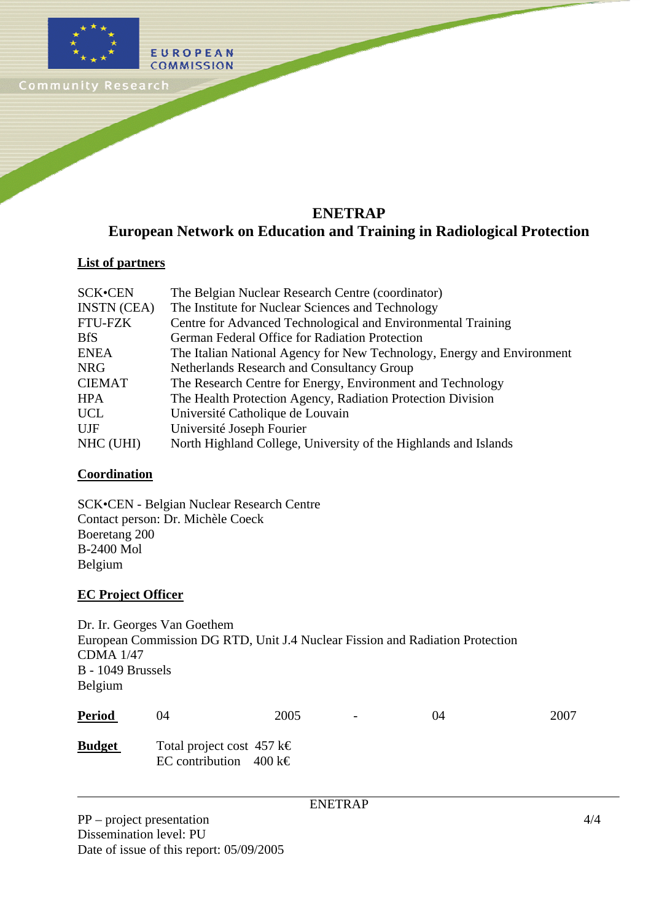# ENETRAP
## European Network on Education and Training in Radiological Protection

**List of partners**

| | |
|---|---|
| SCK•CEN | The Belgian Nuclear Research Centre (coordinator) |
| INSTN (CEA) | The Institute for Nuclear Sciences and Technology |
| FTU-FZK | Centre for Advanced Technological and Environmental Training |
| BfS | German Federal Office for Radiation Protection |
| ENEA | The Italian National Agency for New Technology, Energy and Environment |
| NRG | Netherlands Research and Consultancy Group |
| CIEMAT | The Research Centre for Energy, Environment and Technology |
| HPA | The Health Protection Agency, Radiation Protection Division |
| UCL | Université Catholique de Louvain |
| UJF | Université Joseph Fourier |
| NHC (UHI) | North Highland College, University of the Highlands and Islands |

**Coordination**

SCK•CEN - Belgian Nuclear Research Centre
Contact person: Dr. Michèle Coeck
Boeretang 200
B-2400 Mol
Belgium

**EC Project Officer**

Dr. Ir. Georges Van Goethem
European Commission DG RTD, Unit J.4 Nuclear Fission and Radiation Protection
CDMA 1/47
B - 1049 Brussels
Belgium

**Period** 04 2005 - 04 2007

**Budget** Total project cost 457 k€
EC contribution 400 k€

ENETRAP

PP – project presentation
Dissemination level: PU
Date of issue of this report: 05/09/2005